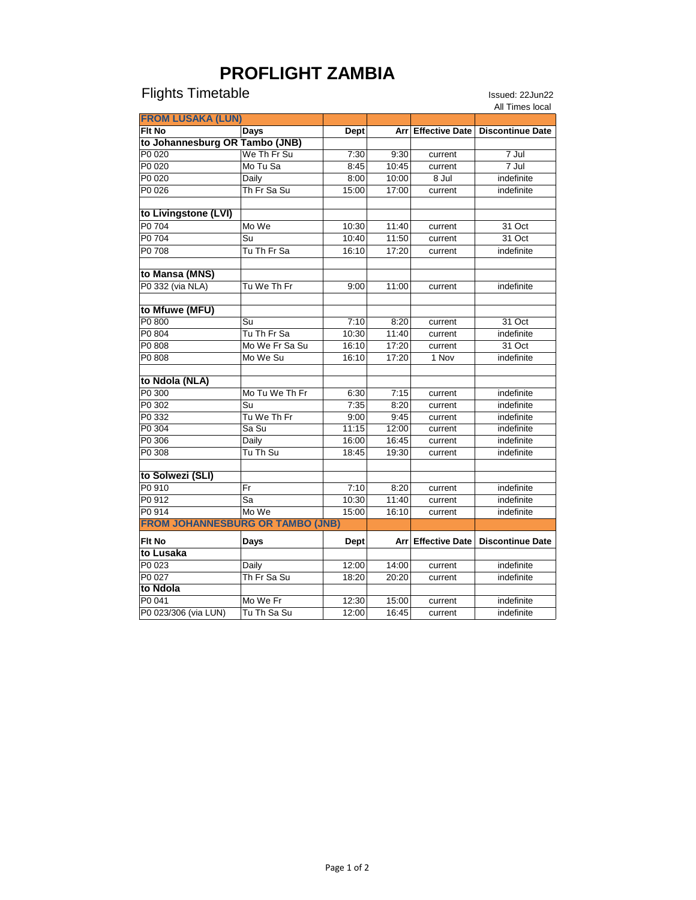# PROFLIGHT ZAMBIA

Flights Timetable

Issued: 22Jun22
All Times local

| FROM LUSAKA (LUN) | | | | | |
|---|---|---|---|---|---|
| **Flt No** | **Days** | **Dept** | **Arr** | **Effective Date** | **Discontinue Date** |
| **to Johannesburg OR Tambo (JNB)** | | | | | |
| P0 020 | We Th Fr Su | 7:30 | 9:30 | current | 7 Jul |
| P0 020 | Mo Tu Sa | 8:45 | 10:45 | current | 7 Jul |
| P0 020 | Daily | 8:00 | 10:00 | 8 Jul | indefinite |
| P0 026 | Th Fr Sa Su | 15:00 | 17:00 | current | indefinite |
| | | | | | |
| **to Livingstone (LVI)** | | | | | |
| P0 704 | Mo We | 10:30 | 11:40 | current | 31 Oct |
| P0 704 | Su | 10:40 | 11:50 | current | 31 Oct |
| P0 708 | Tu Th Fr Sa | 16:10 | 17:20 | current | indefinite |
| | | | | | |
| **to Mansa (MNS)** | | | | | |
| P0 332 (via NLA) | Tu We Th Fr | 9:00 | 11:00 | current | indefinite |
| | | | | | |
| **to Mfuwe (MFU)** | | | | | |
| P0 800 | Su | 7:10 | 8:20 | current | 31 Oct |
| P0 804 | Tu Th Fr Sa | 10:30 | 11:40 | current | indefinite |
| P0 808 | Mo We Fr Sa Su | 16:10 | 17:20 | current | 31 Oct |
| P0 808 | Mo We Su | 16:10 | 17:20 | 1 Nov | indefinite |
| | | | | | |
| **to Ndola (NLA)** | | | | | |
| P0 300 | Mo Tu We Th Fr | 6:30 | 7:15 | current | indefinite |
| P0 302 | Su | 7:35 | 8:20 | current | indefinite |
| P0 332 | Tu We Th Fr | 9:00 | 9:45 | current | indefinite |
| P0 304 | Sa Su | 11:15 | 12:00 | current | indefinite |
| P0 306 | Daily | 16:00 | 16:45 | current | indefinite |
| P0 308 | Tu Th Su | 18:45 | 19:30 | current | indefinite |
| | | | | | |
| **to Solwezi (SLI)** | | | | | |
| P0 910 | Fr | 7:10 | 8:20 | current | indefinite |
| P0 912 | Sa | 10:30 | 11:40 | current | indefinite |
| P0 914 | Mo We | 15:00 | 16:10 | current | indefinite |
| **FROM JOHANNESBURG OR TAMBO (JNB)** | | | | | |
| **Flt No** | **Days** | **Dept** | **Arr** | **Effective Date** | **Discontinue Date** |
| **to Lusaka** | | | | | |
| P0 023 | Daily | 12:00 | 14:00 | current | indefinite |
| P0 027 | Th Fr Sa Su | 18:20 | 20:20 | current | indefinite |
| **to Ndola** | | | | | |
| P0 041 | Mo We Fr | 12:30 | 15:00 | current | indefinite |
| P0 023/306 (via LUN) | Tu Th Sa Su | 12:00 | 16:45 | current | indefinite |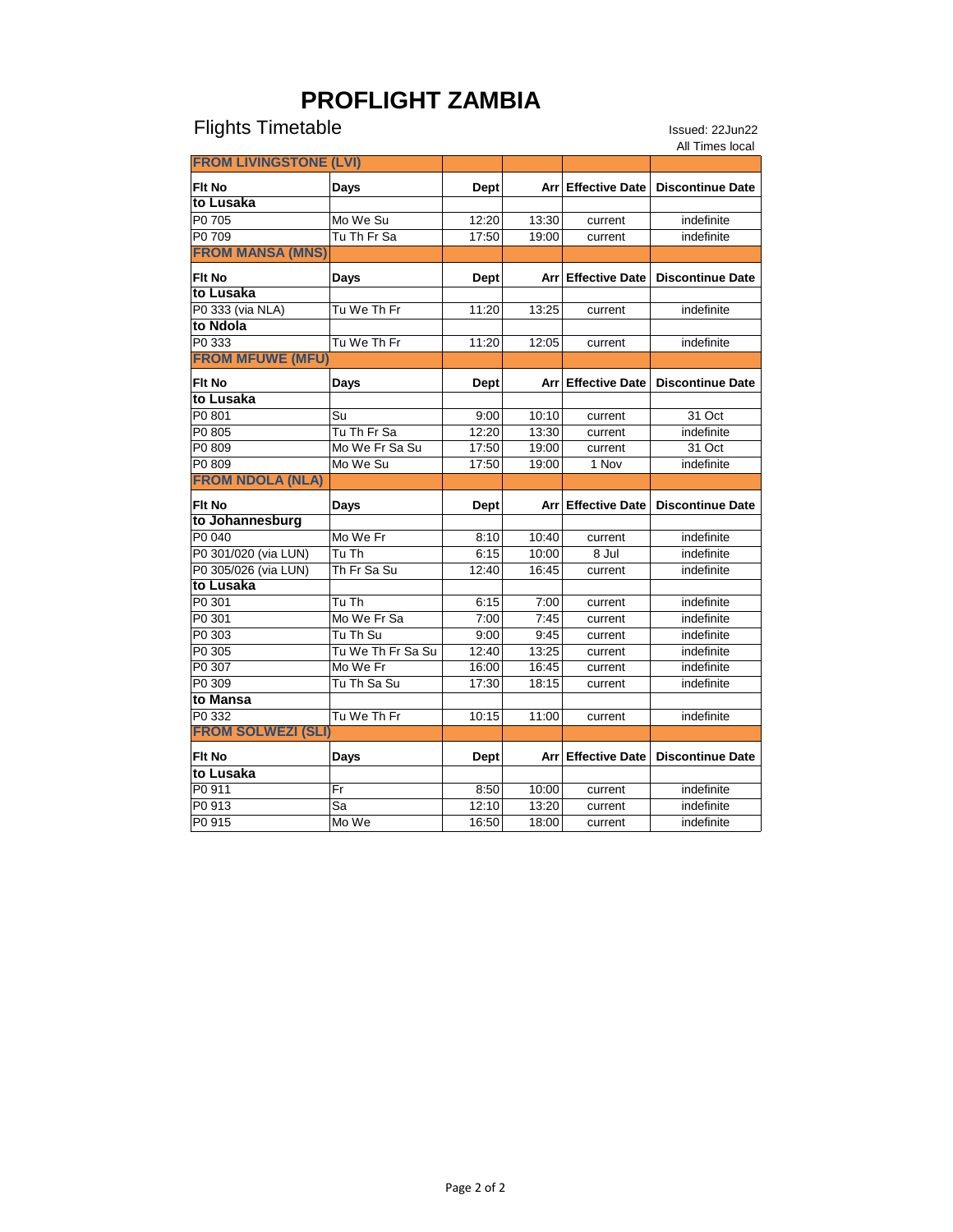# PROFLIGHT ZAMBIA

## Flights Timetable

Issued: 22Jun22
All Times local

| Flt No | Days | Dept | Arr | Effective Date | Discontinue Date |
|---|---|---|---|---|---|
| **FROM LIVINGSTONE (LVI)** | | | | | |
| **Flt No** | **Days** | **Dept** | **Arr** | **Effective Date** | **Discontinue Date** |
| **to Lusaka** | | | | | |
| P0 705 | Mo We Su | 12:20 | 13:30 | current | indefinite |
| P0 709 | Tu Th Fr Sa | 17:50 | 19:00 | current | indefinite |
| **FROM MANSA (MNS)** | | | | | |
| **Flt No** | **Days** | **Dept** | **Arr** | **Effective Date** | **Discontinue Date** |
| **to Lusaka** | | | | | |
| P0 333 (via NLA) | Tu We Th Fr | 11:20 | 13:25 | current | indefinite |
| **to Ndola** | | | | | |
| P0 333 | Tu We Th Fr | 11:20 | 12:05 | current | indefinite |
| **FROM MFUWE (MFU)** | | | | | |
| **Flt No** | **Days** | **Dept** | **Arr** | **Effective Date** | **Discontinue Date** |
| **to Lusaka** | | | | | |
| P0 801 | Su | 9:00 | 10:10 | current | 31 Oct |
| P0 805 | Tu Th Fr Sa | 12:20 | 13:30 | current | indefinite |
| P0 809 | Mo We Fr Sa Su | 17:50 | 19:00 | current | 31 Oct |
| P0 809 | Mo We Su | 17:50 | 19:00 | 1 Nov | indefinite |
| **FROM NDOLA (NLA)** | | | | | |
| **Flt No** | **Days** | **Dept** | **Arr** | **Effective Date** | **Discontinue Date** |
| **to Johannesburg** | | | | | |
| P0 040 | Mo We Fr | 8:10 | 10:40 | current | indefinite |
| P0 301/020 (via LUN) | Tu Th | 6:15 | 10:00 | 8 Jul | indefinite |
| P0 305/026 (via LUN) | Th Fr Sa Su | 12:40 | 16:45 | current | indefinite |
| **to Lusaka** | | | | | |
| P0 301 | Tu Th | 6:15 | 7:00 | current | indefinite |
| P0 301 | Mo We Fr Sa | 7:00 | 7:45 | current | indefinite |
| P0 303 | Tu Th Su | 9:00 | 9:45 | current | indefinite |
| P0 305 | Tu We Th Fr Sa Su | 12:40 | 13:25 | current | indefinite |
| P0 307 | Mo We Fr | 16:00 | 16:45 | current | indefinite |
| P0 309 | Tu Th Sa Su | 17:30 | 18:15 | current | indefinite |
| **to Mansa** | | | | | |
| P0 332 | Tu We Th Fr | 10:15 | 11:00 | current | indefinite |
| **FROM SOLWEZI (SLI)** | | | | | |
| **Flt No** | **Days** | **Dept** | **Arr** | **Effective Date** | **Discontinue Date** |
| **to Lusaka** | | | | | |
| P0 911 | Fr | 8:50 | 10:00 | current | indefinite |
| P0 913 | Sa | 12:10 | 13:20 | current | indefinite |
| P0 915 | Mo We | 16:50 | 18:00 | current | indefinite |